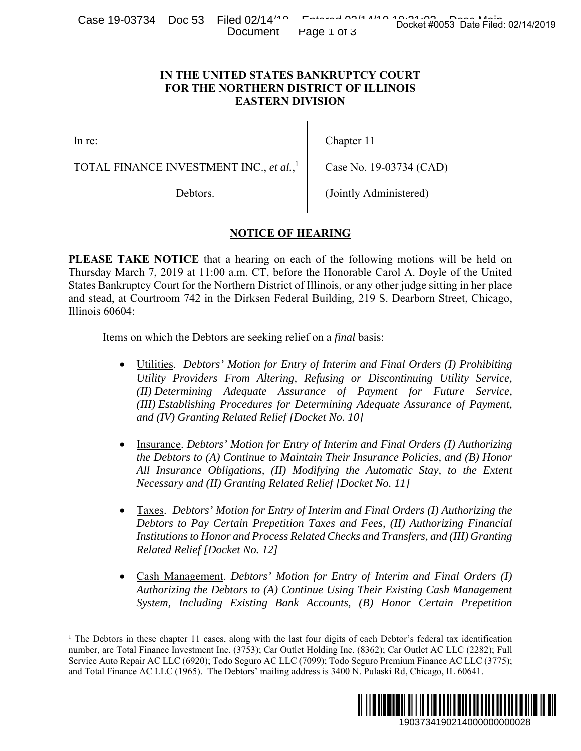# IN THE UNITED STATES BANKRUPTCY COURT FOR THE NORTHERN DISTRICT OF ILLINOIS EASTERN DIVISION

| | |
|---|---|
| In re:<br><br>TOTAL FINANCE INVESTMENT INC., *et al.*,[1]<br><br>Debtors. | Chapter 11<br><br>Case No. 19-03734 (CAD)<br><br>(Jointly Administered) |

## NOTICE OF HEARING

**PLEASE TAKE NOTICE** that a hearing on each of the following motions will be held on Thursday March 7, 2019 at 11:00 a.m. CT, before the Honorable Carol A. Doyle of the United States Bankruptcy Court for the Northern District of Illinois, or any other judge sitting in her place and stead, at Courtroom 742 in the Dirksen Federal Building, 219 S. Dearborn Street, Chicago, Illinois 60604:

Items on which the Debtors are seeking relief on a *final* basis:

- Utilities. *Debtors' Motion for Entry of Interim and Final Orders (I) Prohibiting Utility Providers From Altering, Refusing or Discontinuing Utility Service, (II) Determining Adequate Assurance of Payment for Future Service, (III) Establishing Procedures for Determining Adequate Assurance of Payment, and (IV) Granting Related Relief [Docket No. 10]*

- Insurance. *Debtors' Motion for Entry of Interim and Final Orders (I) Authorizing the Debtors to (A) Continue to Maintain Their Insurance Policies, and (B) Honor All Insurance Obligations, (II) Modifying the Automatic Stay, to the Extent Necessary and (II) Granting Related Relief [Docket No. 11]*

- Taxes. *Debtors' Motion for Entry of Interim and Final Orders (I) Authorizing the Debtors to Pay Certain Prepetition Taxes and Fees, (II) Authorizing Financial Institutions to Honor and Process Related Checks and Transfers, and (III) Granting Related Relief [Docket No. 12]*

- Cash Management. *Debtors' Motion for Entry of Interim and Final Orders (I) Authorizing the Debtors to (A) Continue Using Their Existing Cash Management System, Including Existing Bank Accounts, (B) Honor Certain Prepetition*

---

[1] The Debtors in these chapter 11 cases, along with the last four digits of each Debtor's federal tax identification number, are Total Finance Investment Inc. (3753); Car Outlet Holding Inc. (8362); Car Outlet AC LLC (2282); Full Service Auto Repair AC LLC (6920); Todo Seguro AC LLC (7099); Todo Seguro Premium Finance AC LLC (3775); and Total Finance AC LLC (1965). The Debtors' mailing address is 3400 N. Pulaski Rd, Chicago, IL 60641.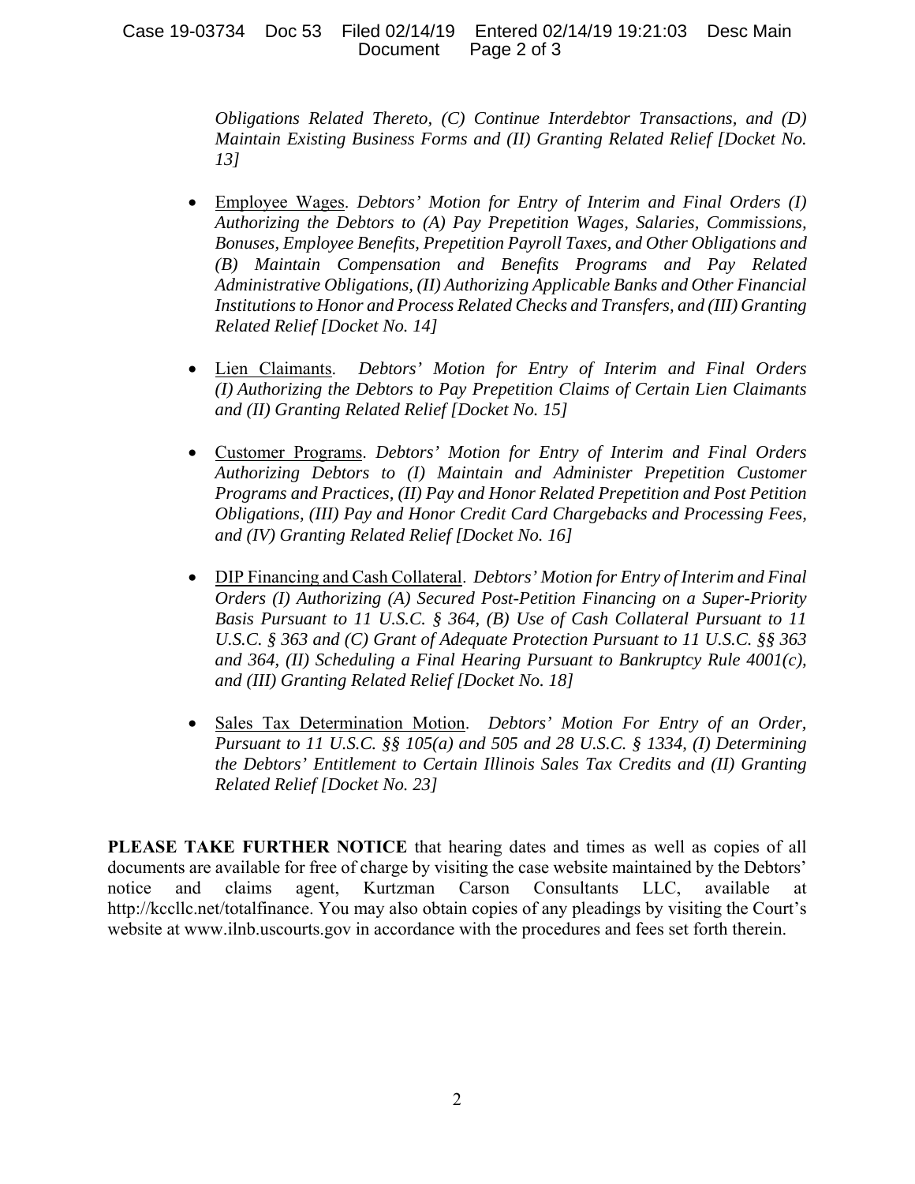*Obligations Related Thereto, (C) Continue Interdebtor Transactions, and (D) Maintain Existing Business Forms and (II) Granting Related Relief [Docket No. 13]*

- Employee Wages. *Debtors' Motion for Entry of Interim and Final Orders (I) Authorizing the Debtors to (A) Pay Prepetition Wages, Salaries, Commissions, Bonuses, Employee Benefits, Prepetition Payroll Taxes, and Other Obligations and (B) Maintain Compensation and Benefits Programs and Pay Related Administrative Obligations, (II) Authorizing Applicable Banks and Other Financial Institutions to Honor and Process Related Checks and Transfers, and (III) Granting Related Relief [Docket No. 14]*

- Lien Claimants. *Debtors' Motion for Entry of Interim and Final Orders (I) Authorizing the Debtors to Pay Prepetition Claims of Certain Lien Claimants and (II) Granting Related Relief [Docket No. 15]*

- Customer Programs. *Debtors' Motion for Entry of Interim and Final Orders Authorizing Debtors to (I) Maintain and Administer Prepetition Customer Programs and Practices, (II) Pay and Honor Related Prepetition and Post Petition Obligations, (III) Pay and Honor Credit Card Chargebacks and Processing Fees, and (IV) Granting Related Relief [Docket No. 16]*

- DIP Financing and Cash Collateral. *Debtors' Motion for Entry of Interim and Final Orders (I) Authorizing (A) Secured Post-Petition Financing on a Super-Priority Basis Pursuant to 11 U.S.C. § 364, (B) Use of Cash Collateral Pursuant to 11 U.S.C. § 363 and (C) Grant of Adequate Protection Pursuant to 11 U.S.C. §§ 363 and 364, (II) Scheduling a Final Hearing Pursuant to Bankruptcy Rule 4001(c), and (III) Granting Related Relief [Docket No. 18]*

- Sales Tax Determination Motion. *Debtors' Motion For Entry of an Order, Pursuant to 11 U.S.C. §§ 105(a) and 505 and 28 U.S.C. § 1334, (I) Determining the Debtors' Entitlement to Certain Illinois Sales Tax Credits and (II) Granting Related Relief [Docket No. 23]*

**PLEASE TAKE FURTHER NOTICE** that hearing dates and times as well as copies of all documents are available for free of charge by visiting the case website maintained by the Debtors' notice and claims agent, Kurtzman Carson Consultants LLC, available at http://kccllc.net/totalfinance. You may also obtain copies of any pleadings by visiting the Court's website at www.ilnb.uscourts.gov in accordance with the procedures and fees set forth therein.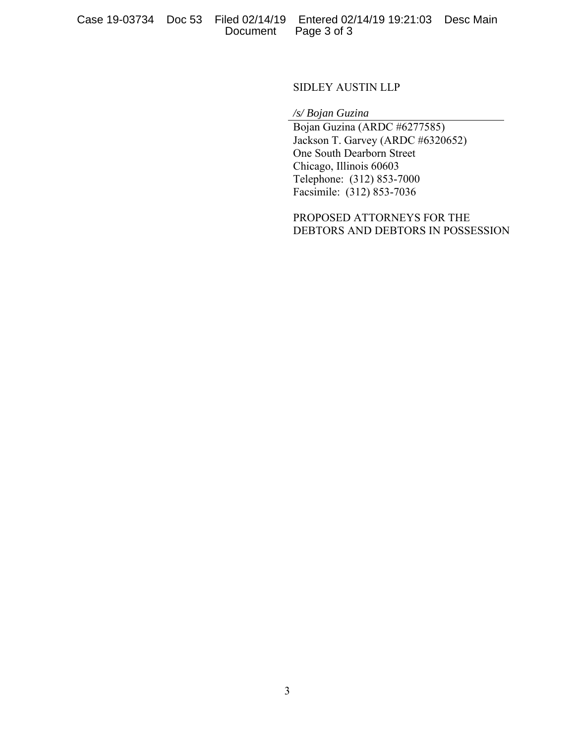SIDLEY AUSTIN LLP

*/s/ Bojan Guzina*

Bojan Guzina (ARDC #6277585)
Jackson T. Garvey (ARDC #6320652)
One South Dearborn Street
Chicago, Illinois 60603
Telephone: (312) 853-7000
Facsimile: (312) 853-7036

PROPOSED ATTORNEYS FOR THE
DEBTORS AND DEBTORS IN POSSESSION